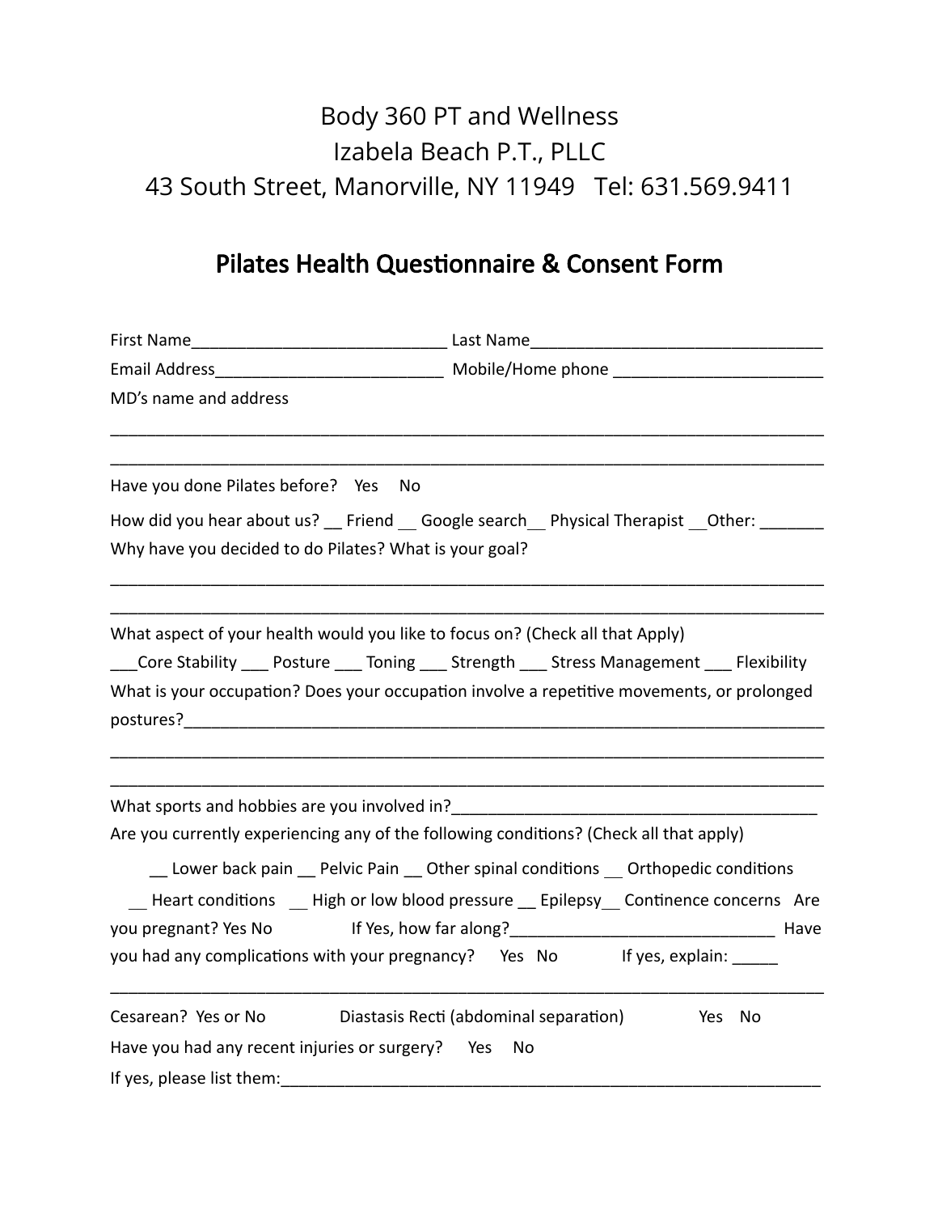# Body 360 PT and Wellness
# Izabela Beach P.T., PLLC
# 43 South Street, Manorville, NY 11949 Tel: 631.569.9411

## Pilates Health Questionnaire & Consent Form

First Name____________________________ Last Name________________________________

Email Address_________________________ Mobile/Home phone _______________________

MD's name and address

_______________________________________________________________________________

_______________________________________________________________________________

Have you done Pilates before? Yes No

How did you hear about us? __ Friend __ Google search__ Physical Therapist __Other: _______

Why have you decided to do Pilates? What is your goal?

_______________________________________________________________________________

_______________________________________________________________________________

What aspect of your health would you like to focus on? (Check all that Apply)

___Core Stability ___ Posture ___ Toning ___ Strength ___ Stress Management ___ Flexibility

What is your occupation? Does your occupation involve a repetitive movements, or prolonged postures?_________________________________________________________________________

_______________________________________________________________________________

_______________________________________________________________________________

What sports and hobbies are you involved in?_________________________________________

Are you currently experiencing any of the following conditions? (Check all that apply)

__ Lower back pain __ Pelvic Pain __ Other spinal conditions __ Orthopedic conditions

__ Heart conditions __ High or low blood pressure __ Epilepsy__ Continence concerns Are you pregnant? Yes No If Yes, how far along?_____________________________ Have you had any complications with your pregnancy? Yes No If yes, explain: _____

_______________________________________________________________________________

Cesarean? Yes or No Diastasis Recti (abdominal separation) Yes No

Have you had any recent injuries or surgery? Yes No

If yes, please list them:_______________________________________________________________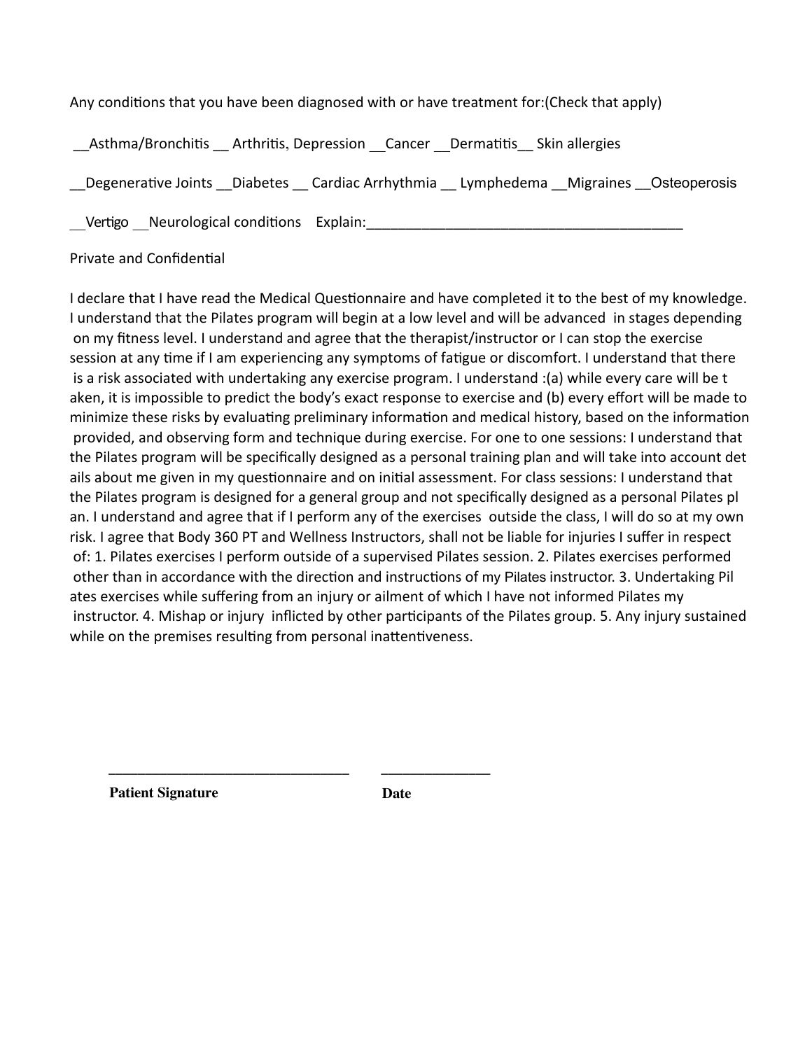Any conditions that you have been diagnosed with or have treatment for:(Check that apply)

__Asthma/Bronchitis __ Arthritis, Depression __Cancer __Dermatitis__ Skin allergies

__Degenerative Joints __Diabetes __ Cardiac Arrhythmia __ Lymphedema __Migraines __Osteoperosis

__Vertigo __Neurological conditions Explain:________________________________________

Private and Confidential

I declare that I have read the Medical Questionnaire and have completed it to the best of my knowledge. I understand that the Pilates program will begin at a low level and will be advanced in stages depending on my fitness level. I understand and agree that the therapist/instructor or I can stop the exercise session at any time if I am experiencing any symptoms of fatigue or discomfort. I understand that there is a risk associated with undertaking any exercise program. I understand :(a) while every care will be taken, it is impossible to predict the body's exact response to exercise and (b) every effort will be made to minimize these risks by evaluating preliminary information and medical history, based on the information provided, and observing form and technique during exercise. For one to one sessions: I understand that the Pilates program will be specifically designed as a personal training plan and will take into account details about me given in my questionnaire and on initial assessment. For class sessions: I understand that the Pilates program is designed for a general group and not specifically designed as a personal Pilates plan. I understand and agree that if I perform any of the exercises outside the class, I will do so at my own risk. I agree that Body 360 PT and Wellness Instructors, shall not be liable for injuries I suffer in respect of: 1. Pilates exercises I perform outside of a supervised Pilates session. 2. Pilates exercises performed other than in accordance with the direction and instructions of my Pilates instructor. 3. Undertaking Pilates exercises while suffering from an injury or ailment of which I have not informed Pilates my instructor. 4. Mishap or injury inflicted by other participants of the Pilates group. 5. Any injury sustained while on the premises resulting from personal inattentiveness.

________________________________ ______________

**Patient Signature** **Date**